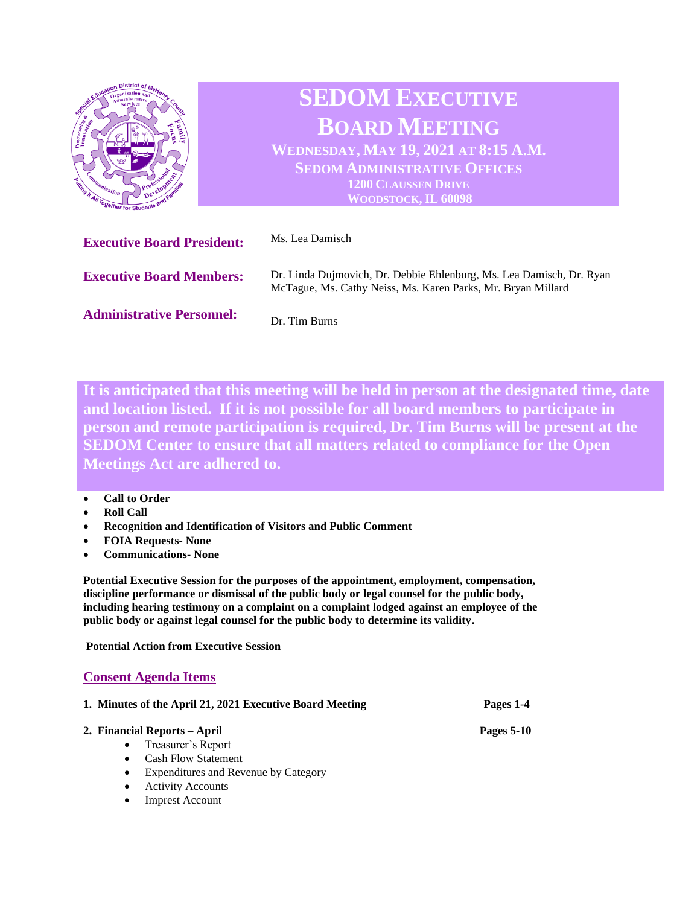# SEDOM Executive Board Meeting

**Wednesday, May 19, 2021 at 8:15 A.M.**
**SEDOM Administrative Offices**
**1200 Claussen Drive**
**Woodstock, IL 60098**

**Executive Board President:** Ms. Lea Damisch

**Executive Board Members:** Dr. Linda Dujmovich, Dr. Debbie Ehlenburg, Ms. Lea Damisch, Dr. Ryan McTague, Ms. Cathy Neiss, Ms. Karen Parks, Mr. Bryan Millard

**Administrative Personnel:** Dr. Tim Burns

**It is anticipated that this meeting will be held in person at the designated time, date and location listed. If it is not possible for all board members to participate in person and remote participation is required, Dr. Tim Burns will be present at the SEDOM Center to ensure that all matters related to compliance for the Open Meetings Act are adhered to.**

- **Call to Order**
- **Roll Call**
- **Recognition and Identification of Visitors and Public Comment**
- **FOIA Requests- None**
- **Communications- None**

**Potential Executive Session for the purposes of the appointment, employment, compensation, discipline performance or dismissal of the public body or legal counsel for the public body, including hearing testimony on a complaint on a complaint lodged against an employee of the public body or against legal counsel for the public body to determine its validity.**

**Potential Action from Executive Session**

## Consent Agenda Items

1. **Minutes of the April 21, 2021 Executive Board Meeting** — **Pages 1-4**
2. **Financial Reports – April** — **Pages 5-10**
   - Treasurer's Report
   - Cash Flow Statement
   - Expenditures and Revenue by Category
   - Activity Accounts
   - Imprest Account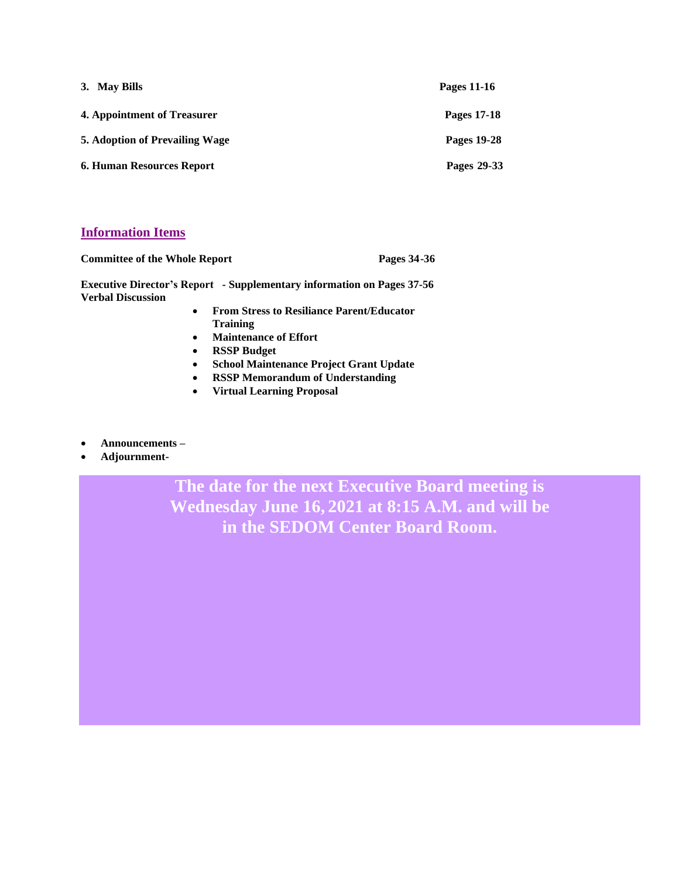**3. May Bills** **Pages 11-16**

**4. Appointment of Treasurer** **Pages 17-18**

**5. Adoption of Prevailing Wage** **Pages 19-28**

**6. Human Resources Report** **Pages 29-33**

## Information Items

**Committee of the Whole Report** **Pages 34-36**

**Executive Director's Report - Supplementary information on Pages 37-56**
**Verbal Discussion**

- **From Stress to Resiliance Parent/Educator Training**
- **Maintenance of Effort**
- **RSSP Budget**
- **School Maintenance Project Grant Update**
- **RSSP Memorandum of Understanding**
- **Virtual Learning Proposal**

- **Announcements –**
- **Adjournment-**

**The date for the next Executive Board meeting is Wednesday June 16, 2021 at 8:15 A.M. and will be in the SEDOM Center Board Room.**